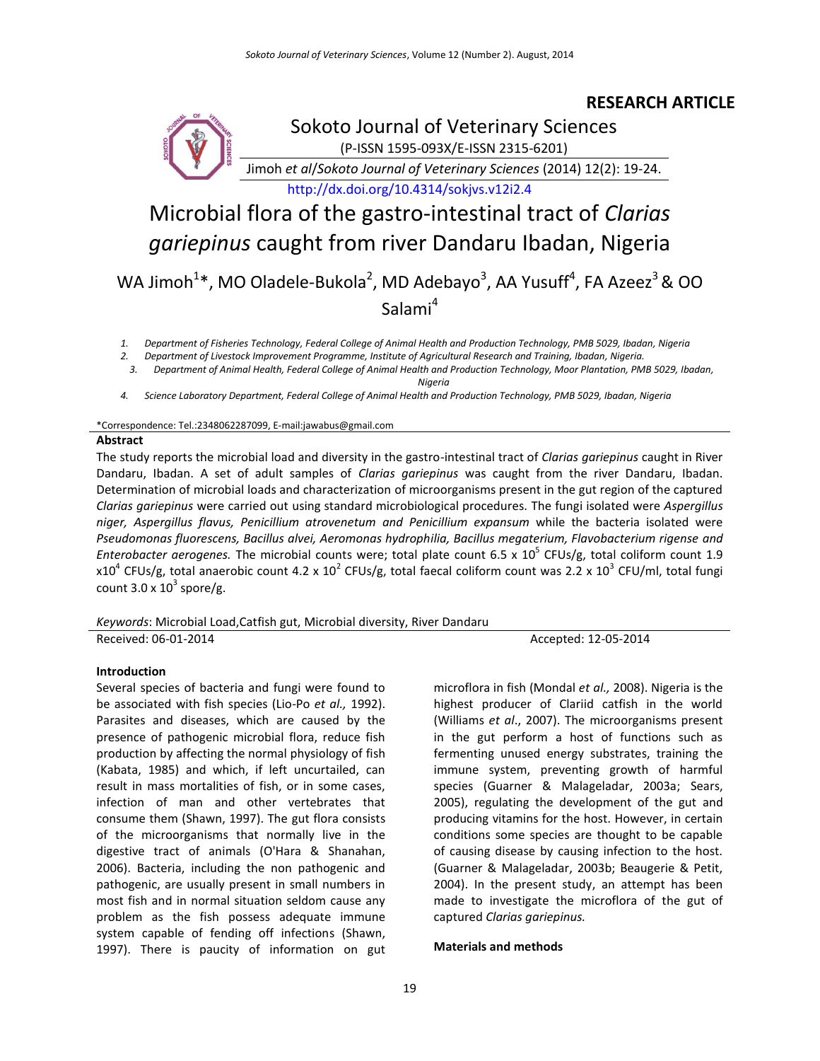**RESEARCH ARTICLE**

Sokoto Journal of Veterinary Sciences

(P-ISSN 1595-093X/E-ISSN 2315-6201)

Jimoh *et al*/*Sokoto Journal of Veterinary Sciences* (2014) 12(2): 19-24.

http://dx.doi.org/10.4314/sokjvs.v12i2.4

# Microbial flora of the gastro-intestinal tract of *Clarias gariepinus* caught from river Dandaru Ibadan, Nigeria

WA Jimoh[1]*, MO Oladele-Bukola[2], MD Adebayo[3], AA Yusuff[4], FA Azeez[3] & OO Salami[4]

1. *Department of Fisheries Technology, Federal College of Animal Health and Production Technology, PMB 5029, Ibadan, Nigeria*
2. *Department of Livestock Improvement Programme, Institute of Agricultural Research and Training, Ibadan, Nigeria.*
3. *Department of Animal Health, Federal College of Animal Health and Production Technology, Moor Plantation, PMB 5029, Ibadan, Nigeria*
4. *Science Laboratory Department, Federal College of Animal Health and Production Technology, PMB 5029, Ibadan, Nigeria*

*Correspondence: Tel.:2348062287099, E-mail:jawabus@gmail.com

## Abstract

The study reports the microbial load and diversity in the gastro-intestinal tract of *Clarias gariepinus* caught in River Dandaru, Ibadan. A set of adult samples of *Clarias gariepinus* was caught from the river Dandaru, Ibadan. Determination of microbial loads and characterization of microorganisms present in the gut region of the captured *Clarias gariepinus* were carried out using standard microbiological procedures. The fungi isolated were *Aspergillus niger, Aspergillus flavus, Penicillium atrovenetum and Penicillium expansum* while the bacteria isolated were *Pseudomonas fluorescens, Bacillus alvei, Aeromonas hydrophilia, Bacillus megaterium, Flavobacterium rigense and Enterobacter aerogenes.* The microbial counts were; total plate count 6.5 x $10^5$ CFUs/g, total coliform count 1.9 x$10^4$ CFUs/g, total anaerobic count 4.2 x $10^2$ CFUs/g, total faecal coliform count was 2.2 x $10^3$ CFU/ml, total fungi count 3.0 x $10^3$ spore/g.

*Keywords*: Microbial Load,Catfish gut, Microbial diversity, River Dandaru

Received: 06-01-2014 Accepted: 12-05-2014

## Introduction

Several species of bacteria and fungi were found to be associated with fish species (Lio-Po *et al.,* 1992). Parasites and diseases, which are caused by the presence of pathogenic microbial flora, reduce fish production by affecting the normal physiology of fish (Kabata, 1985) and which, if left uncurtailed, can result in mass mortalities of fish, or in some cases, infection of man and other vertebrates that consume them (Shawn, 1997). The gut flora consists of the microorganisms that normally live in the digestive tract of animals (O'Hara & Shanahan, 2006). Bacteria, including the non pathogenic and pathogenic, are usually present in small numbers in most fish and in normal situation seldom cause any problem as the fish possess adequate immune system capable of fending off infections (Shawn, 1997). There is paucity of information on gut microflora in fish (Mondal *et al.,* 2008). Nigeria is the highest producer of Clariid catfish in the world (Williams *et al*., 2007). The microorganisms present in the gut perform a host of functions such as fermenting unused energy substrates, training the immune system, preventing growth of harmful species (Guarner & Malageladar, 2003a; Sears, 2005), regulating the development of the gut and producing vitamins for the host. However, in certain conditions some species are thought to be capable of causing disease by causing infection to the host. (Guarner & Malageladar, 2003b; Beaugerie & Petit, 2004). In the present study, an attempt has been made to investigate the microflora of the gut of captured *Clarias gariepinus.*

## Materials and methods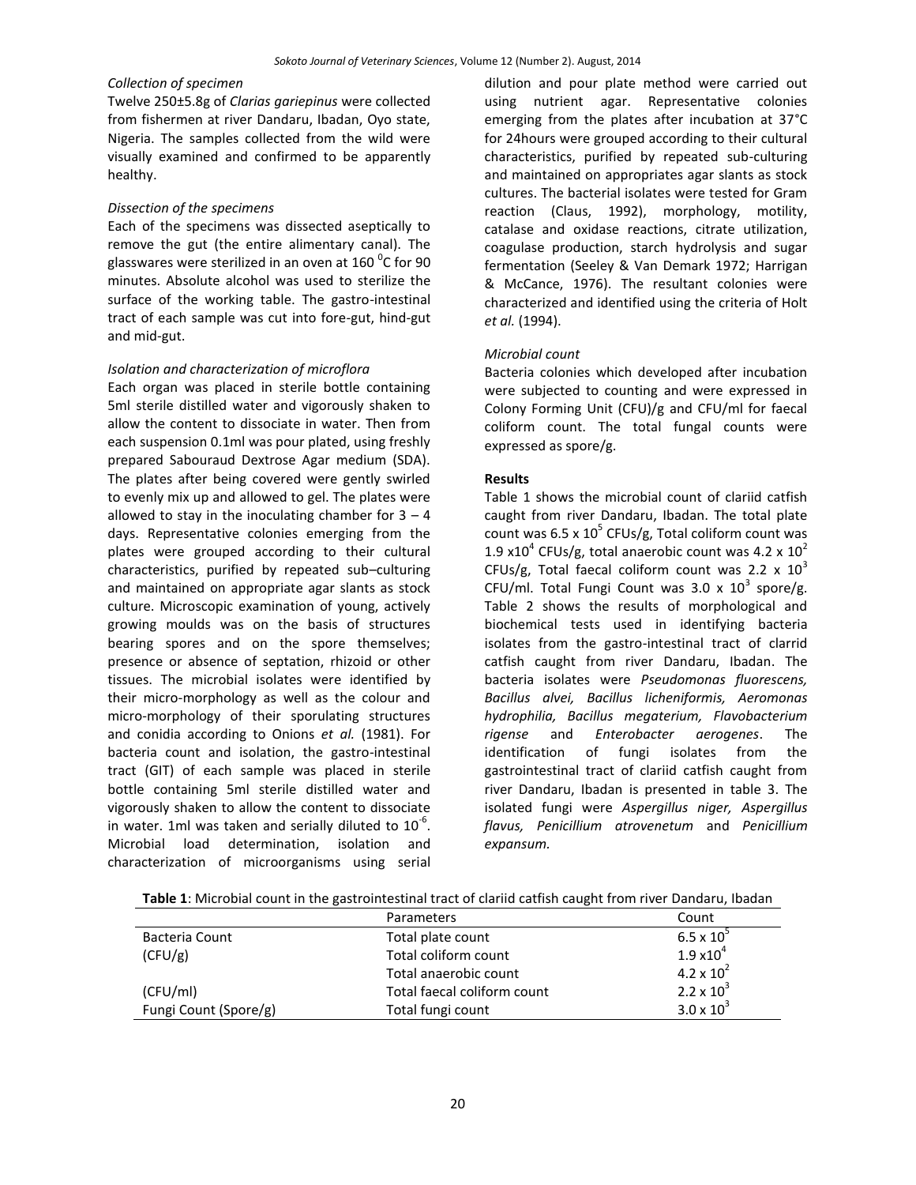*Collection of specimen*

Twelve 250±5.8g of *Clarias gariepinus* were collected from fishermen at river Dandaru, Ibadan, Oyo state, Nigeria. The samples collected from the wild were visually examined and confirmed to be apparently healthy.

*Dissection of the specimens*

Each of the specimens was dissected aseptically to remove the gut (the entire alimentary canal). The glasswares were sterilized in an oven at 160 $^0$C for 90 minutes. Absolute alcohol was used to sterilize the surface of the working table. The gastro-intestinal tract of each sample was cut into fore-gut, hind-gut and mid-gut.

*Isolation and characterization of microflora*

Each organ was placed in sterile bottle containing 5ml sterile distilled water and vigorously shaken to allow the content to dissociate in water. Then from each suspension 0.1ml was pour plated, using freshly prepared Sabouraud Dextrose Agar medium (SDA). The plates after being covered were gently swirled to evenly mix up and allowed to gel. The plates were allowed to stay in the inoculating chamber for 3 – 4 days. Representative colonies emerging from the plates were grouped according to their cultural characteristics, purified by repeated sub–culturing and maintained on appropriate agar slants as stock culture. Microscopic examination of young, actively growing moulds was on the basis of structures bearing spores and on the spore themselves; presence or absence of septation, rhizoid or other tissues. The microbial isolates were identified by their micro-morphology as well as the colour and micro-morphology of their sporulating structures and conidia according to Onions *et al.* (1981). For bacteria count and isolation, the gastro-intestinal tract (GIT) of each sample was placed in sterile bottle containing 5ml sterile distilled water and vigorously shaken to allow the content to dissociate in water. 1ml was taken and serially diluted to $10^{-6}$. Microbial load determination, isolation and characterization of microorganisms using serial dilution and pour plate method were carried out using nutrient agar. Representative colonies emerging from the plates after incubation at 37°C for 24hours were grouped according to their cultural characteristics, purified by repeated sub-culturing and maintained on appropriates agar slants as stock cultures. The bacterial isolates were tested for Gram reaction (Claus, 1992), morphology, motility, catalase and oxidase reactions, citrate utilization, coagulase production, starch hydrolysis and sugar fermentation (Seeley & Van Demark 1972; Harrigan & McCance, 1976). The resultant colonies were characterized and identified using the criteria of Holt *et al.* (1994).

*Microbial count*

Bacteria colonies which developed after incubation were subjected to counting and were expressed in Colony Forming Unit (CFU)/g and CFU/ml for faecal coliform count. The total fungal counts were expressed as spore/g.

**Results**

Table 1 shows the microbial count of clariid catfish caught from river Dandaru, Ibadan. The total plate count was $6.5 \times 10^5$ CFUs/g, Total coliform count was $1.9 \times 10^4$ CFUs/g, total anaerobic count was $4.2 \times 10^2$ CFUs/g, Total faecal coliform count was $2.2 \times 10^3$ CFU/ml. Total Fungi Count was $3.0 \times 10^3$ spore/g. Table 2 shows the results of morphological and biochemical tests used in identifying bacteria isolates from the gastro-intestinal tract of clarrid catfish caught from river Dandaru, Ibadan. The bacteria isolates were *Pseudomonas fluorescens, Bacillus alvei, Bacillus licheniformis, Aeromonas hydrophilia, Bacillus megaterium, Flavobacterium rigense* and *Enterobacter aerogenes*. The identification of fungi isolates from the gastrointestinal tract of clariid catfish caught from river Dandaru, Ibadan is presented in table 3. The isolated fungi were *Aspergillus niger, Aspergillus flavus, Penicillium atrovenetum* and *Penicillium expansum.*

**Table 1**: Microbial count in the gastrointestinal tract of clariid catfish caught from river Dandaru, Ibadan

| | Parameters | Count |
|---|---|---|
| Bacteria Count | Total plate count | $6.5 \times 10^5$ |
| (CFU/g) | Total coliform count | $1.9 \times 10^4$ |
| | Total anaerobic count | $4.2 \times 10^2$ |
| (CFU/ml) | Total faecal coliform count | $2.2 \times 10^3$ |
| Fungi Count (Spore/g) | Total fungi count | $3.0 \times 10^3$ |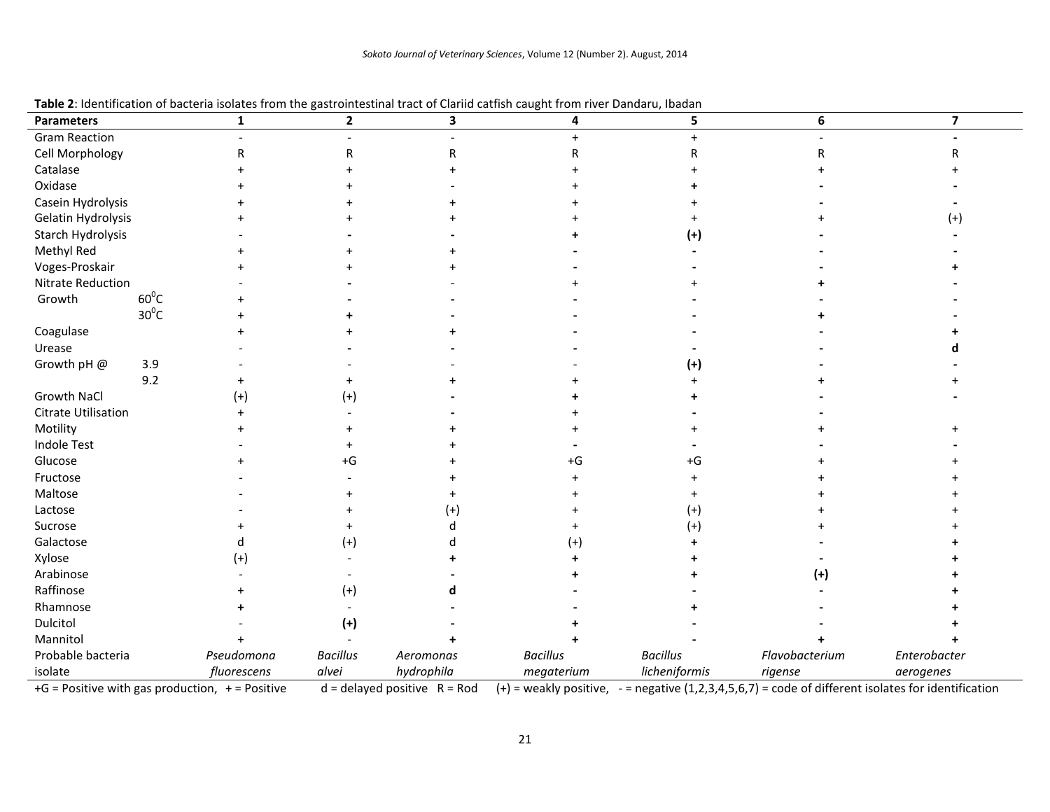**Table 2**: Identification of bacteria isolates from the gastrointestinal tract of Clariid catfish caught from river Dandaru, Ibadan

| Parameters | | 1 | 2 | 3 | 4 | 5 | 6 | 7 |
|---|---|---|---|---|---|---|---|---|
| Gram Reaction | | - | - | - | + | + | - | **-** |
| Cell Morphology | | R | R | R | R | R | R | R |
| Catalase | | + | + | + | + | + | + | + |
| Oxidase | | + | + | - | + | **+** | **-** | **-** |
| Casein Hydrolysis | | + | + | + | + | + | **-** | **-** |
| Gelatin Hydrolysis | | + | + | + | + | + | + | (+) |
| Starch Hydrolysis | | - | **-** | **-** | **+** | **(+)** | **-** | **-** |
| Methyl Red | | + | + | + | **-** | **-** | **-** | **-** |
| Voges-Proskair | | + | + | + | **-** | **-** | **-** | **+** |
| Nitrate Reduction | | - | **-** | - | + | + | **+** | **-** |
| Growth | $60^0C$ | + | **-** | **-** | **-** | **-** | **-** | **-** |
| | $30^0C$ | + | **+** | **-** | **-** | **-** | **+** | **-** |
| Coagulase | | + | + | + | **-** | **-** | **-** | **+** |
| Urease | | - | **-** | **-** | **-** | **-** | **-** | **d** |
| Growth pH @ | 3.9 | - | - | - | - | **(+)** | **-** | **-** |
| | 9.2 | + | + | + | + | + | + | + |
| Growth NaCl | | (+) | (+) | **-** | **+** | **+** | **-** | **-** |
| Citrate Utilisation | | + | - | **-** | + | **-** | **-** | |
| Motility | | + | + | + | + | + | + | + |
| Indole Test | | - | + | + | **-** | **-** | **-** | **-** |
| Glucose | | + | +G | + | +G | +G | + | + |
| Fructose | | - | - | + | + | + | + | + |
| Maltose | | - | + | + | + | + | + | + |
| Lactose | | - | + | (+) | + | (+) | + | + |
| Sucrose | | + | + | d | + | (+) | + | + |
| Galactose | | d | (+) | d | (+) | **+** | **-** | **+** |
| Xylose | | (+) | - | **+** | **+** | **+** | **-** | **+** |
| Arabinose | | - | - | **-** | **+** | **+** | **(+)** | **+** |
| Raffinose | | + | (+) | **d** | **-** | **-** | **-** | **+** |
| Rhamnose | | **+** | - | **-** | **-** | **+** | **-** | **+** |
| Dulcitol | | - | **(+)** | **-** | **+** | **-** | **-** | **+** |
| Mannitol | | + | - | **+** | **+** | **-** | **+** | **+** |
| Probable bacteria isolate | | *Pseudomona fluorescens* | *Bacillus alvei* | *Aeromonas hydrophila* | *Bacillus megaterium* | *Bacillus licheniformis* | *Flavobacterium rigense* | *Enterobacter aerogenes* |

+G = Positive with gas production, + = Positive d = delayed positive R = Rod (+) = weakly positive, - = negative (1,2,3,4,5,6,7) = code of different isolates for identification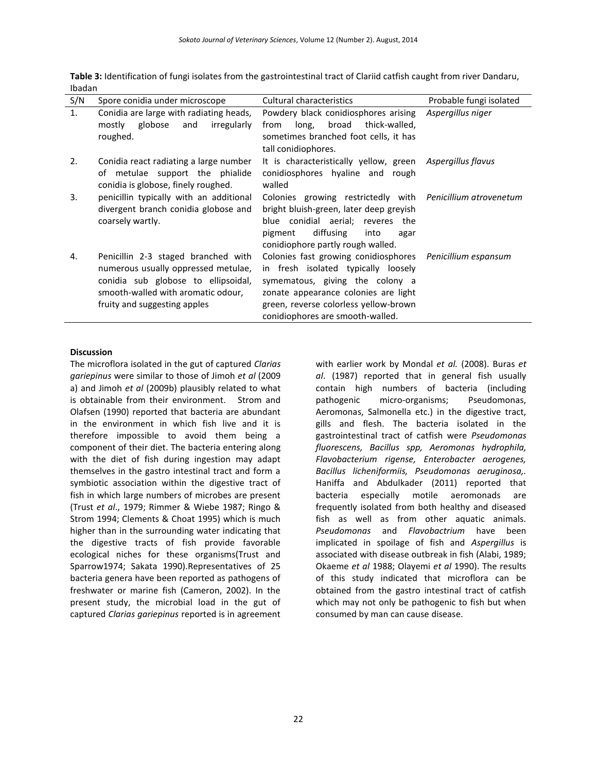**Table 3:** Identification of fungi isolates from the gastrointestinal tract of Clariid catfish caught from river Dandaru, Ibadan

| S/N | Spore conidia under microscope | Cultural characteristics | Probable fungi isolated |
|---|---|---|---|
| 1. | Conidia are large with radiating heads, mostly globose and irregularly roughed. | Powdery black conidiosphores arising from long, broad thick-walled, sometimes branched foot cells, it has tall conidiophores. | *Aspergillus niger* |
| 2. | Conidia react radiating a large number of metulae support the phialide conidia is globose, finely roughed. | It is characteristically yellow, green conidiosphores hyaline and rough walled | *Aspergillus flavus* |
| 3. | penicillin typically with an additional divergent branch conidia globose and coarsely wartly. | Colonies growing restrictedly with bright bluish-green, later deep greyish blue conidial aerial; reveres the pigment diffusing into agar conidiophore partly rough walled. | *Penicillium atrovenetum* |
| 4. | Penicillin 2-3 staged branched with numerous usually oppressed metulae, conidia sub globose to ellipsoidal, smooth-walled with aromatic odour, fruity and suggesting apples | Colonies fast growing conidiosphores in fresh isolated typically loosely symematous, giving the colony a zonate appearance colonies are light green, reverse colorless yellow-brown conidiophores are smooth-walled. | *Penicillium espansum* |

**Discussion**

The microflora isolated in the gut of captured *Clarias gariepinus* were similar to those of Jimoh *et al* (2009 a) and Jimoh *et al* (2009b) plausibly related to what is obtainable from their environment. Strom and Olafsen (1990) reported that bacteria are abundant in the environment in which fish live and it is therefore impossible to avoid them being a component of their diet. The bacteria entering along with the diet of fish during ingestion may adapt themselves in the gastro intestinal tract and form a symbiotic association within the digestive tract of fish in which large numbers of microbes are present (Trust *et al*., 1979; Rimmer & Wiebe 1987; Ringo & Strom 1994; Clements & Choat 1995) which is much higher than in the surrounding water indicating that the digestive tracts of fish provide favorable ecological niches for these organisms(Trust and Sparrow1974; Sakata 1990).Representatives of 25 bacteria genera have been reported as pathogens of freshwater or marine fish (Cameron, 2002). In the present study, the microbial load in the gut of captured *Clarias gariepinus* reported is in agreement with earlier work by Mondal *et al.* (2008). Buras *et al*. (1987) reported that in general fish usually contain high numbers of bacteria (including pathogenic micro-organisms; Pseudomonas, Aeromonas, Salmonella etc.) in the digestive tract, gills and flesh. The bacteria isolated in the gastrointestinal tract of catfish were *Pseudomonas fluorescens, Bacillus spp, Aeromonas hydrophila, Flavobacterium rigense, Enterobacter aerogenes, Bacillus licheniformiis, Pseudomonas aeruginosa,.* Haniffa and Abdulkader (2011) reported that bacteria especially motile aeromonads are frequently isolated from both healthy and diseased fish as well as from other aquatic animals. *Pseudomonas* and *Flavobactrium* have been implicated in spoilage of fish and *Aspergillus* is associated with disease outbreak in fish (Alabi, 1989; Okaeme *et al* 1988; Olayemi *et al* 1990). The results of this study indicated that microflora can be obtained from the gastro intestinal tract of catfish which may not only be pathogenic to fish but when consumed by man can cause disease.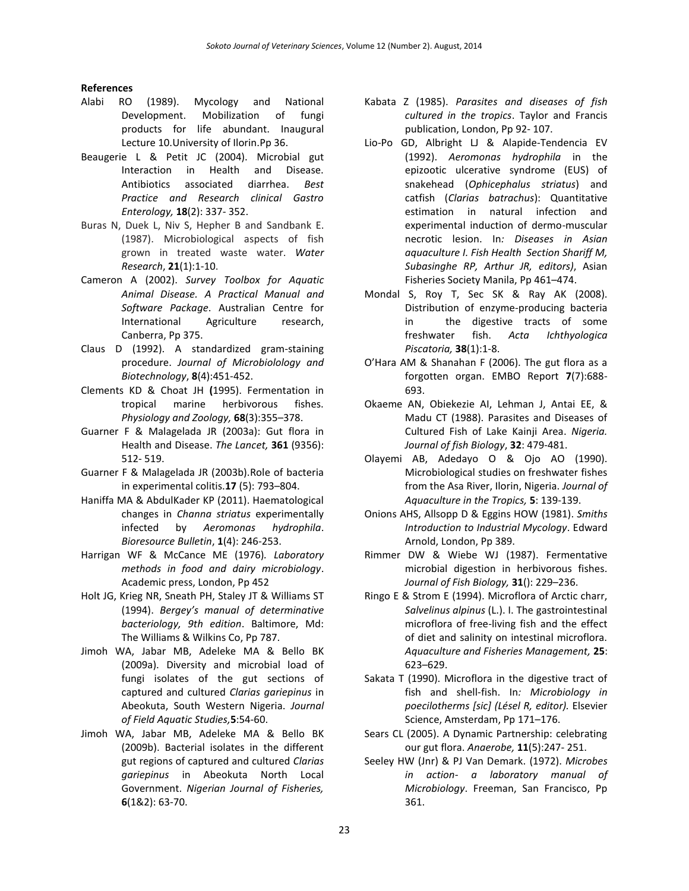**References**

Alabi RO (1989). Mycology and National Development. Mobilization of fungi products for life abundant. Inaugural Lecture 10.University of Ilorin.Pp 36.

Beaugerie L & Petit JC (2004). Microbial gut Interaction in Health and Disease. Antibiotics associated diarrhea. *Best Practice and Research clinical Gastro Enterology,* **18**(2): 337- 352.

Buras N, Duek L, Niv S, Hepher B and Sandbank E. (1987). Microbiological aspects of fish grown in treated waste water. *Water Research*, **21**(1):1-10.

Cameron A (2002). *Survey Toolbox for Aquatic Animal Disease. A Practical Manual and Software Package*. Australian Centre for International Agriculture research, Canberra, Pp 375.

Claus D (1992). A standardized gram-staining procedure. *Journal of Microbiolology and Biotechnology*, **8**(4):451-452.

Clements KD & Choat JH **(**1995). Fermentation in tropical marine herbivorous fishes. *Physiology and Zoology,* **68**(3):355–378.

Guarner F & Malagelada JR (2003a): Gut flora in Health and Disease. *The Lancet,* **361** (9356): 512- 519.

Guarner F & Malagelada JR (2003b).Role of bacteria in experimental colitis.**17** (5): 793–804.

Haniffa MA & AbdulKader KP (2011). Haematological changes in *Channa striatus* experimentally infected by *Aeromonas hydrophila*. *Bioresource Bulletin*, **1**(4): 246-253.

Harrigan WF & McCance ME (1976)*. Laboratory methods in food and dairy microbiology*. Academic press, London, Pp 452

Holt JG, Krieg NR, Sneath PH, Staley JT & Williams ST (1994). *Bergey's manual of determinative bacteriology, 9th edition*. Baltimore, Md: The Williams & Wilkins Co, Pp 787.

Jimoh WA, Jabar MB, Adeleke MA & Bello BK (2009a). Diversity and microbial load of fungi isolates of the gut sections of captured and cultured *Clarias gariepinus* in Abeokuta, South Western Nigeria. *Journal of Field Aquatic Studies,***5**:54-60.

Jimoh WA, Jabar MB, Adeleke MA & Bello BK (2009b). Bacterial isolates in the different gut regions of captured and cultured *Clarias gariepinus* in Abeokuta North Local Government. *Nigerian Journal of Fisheries,* **6**(1&2): 63-70.

Kabata Z (1985). *Parasites and diseases of fish cultured in the tropics*. Taylor and Francis publication, London, Pp 92- 107.

Lio-Po GD, Albright LJ & Alapide-Tendencia EV (1992). *Aeromonas hydrophila* in the epizootic ulcerative syndrome (EUS) of snakehead (*Ophicephalus striatus*) and catfish (*Clarias batrachus*): Quantitative estimation in natural infection and experimental induction of dermo-muscular necrotic lesion. In*: Diseases in Asian aquaculture I. Fish Health Section Shariff M, Subasinghe RP, Arthur JR, editors)*, Asian Fisheries Society Manila, Pp 461–474.

Mondal S, Roy T, Sec SK & Ray AK (2008). Distribution of enzyme-producing bacteria in the digestive tracts of some freshwater fish. *Acta Ichthyologica Piscatoria,* **38**(1):1-8.

O'Hara AM & Shanahan F (2006). The gut flora as a forgotten organ. EMBO Report **7**(7):688-693.

Okaeme AN, Obiekezie AI, Lehman J, Antai EE, & Madu CT (1988). Parasites and Diseases of Cultured Fish of Lake Kainji Area. *Nigeria. Journal of fish Biology*, **32**: 479-481.

Olayemi AB, Adedayo O & Ojo AO (1990). Microbiological studies on freshwater fishes from the Asa River, Ilorin, Nigeria. *Journal of Aquaculture in the Tropics,* **5**: 139-139.

Onions AHS, Allsopp D & Eggins HOW (1981). *Smiths Introduction to Industrial Mycology*. Edward Arnold, London, Pp 389.

Rimmer DW & Wiebe WJ (1987). Fermentative microbial digestion in herbivorous fishes. *Journal of Fish Biology,* **31**(): 229–236.

Ringo E & Strom E (1994). Microflora of Arctic charr, *Salvelinus alpinus* (L.). I. The gastrointestinal microflora of free-living fish and the effect of diet and salinity on intestinal microflora. *Aquaculture and Fisheries Management,* **25**: 623–629.

Sakata T (1990). Microflora in the digestive tract of fish and shell-fish. In*: Microbiology in poecilotherms [sic] (Lésel R, editor).* Elsevier Science, Amsterdam, Pp 171–176.

Sears CL (2005). A Dynamic Partnership: celebrating our gut flora. *Anaerobe,* **11**(5):247- 251.

Seeley HW (Jnr) & PJ Van Demark. (1972). *Microbes in action- a laboratory manual of Microbiology*. Freeman, San Francisco, Pp 361.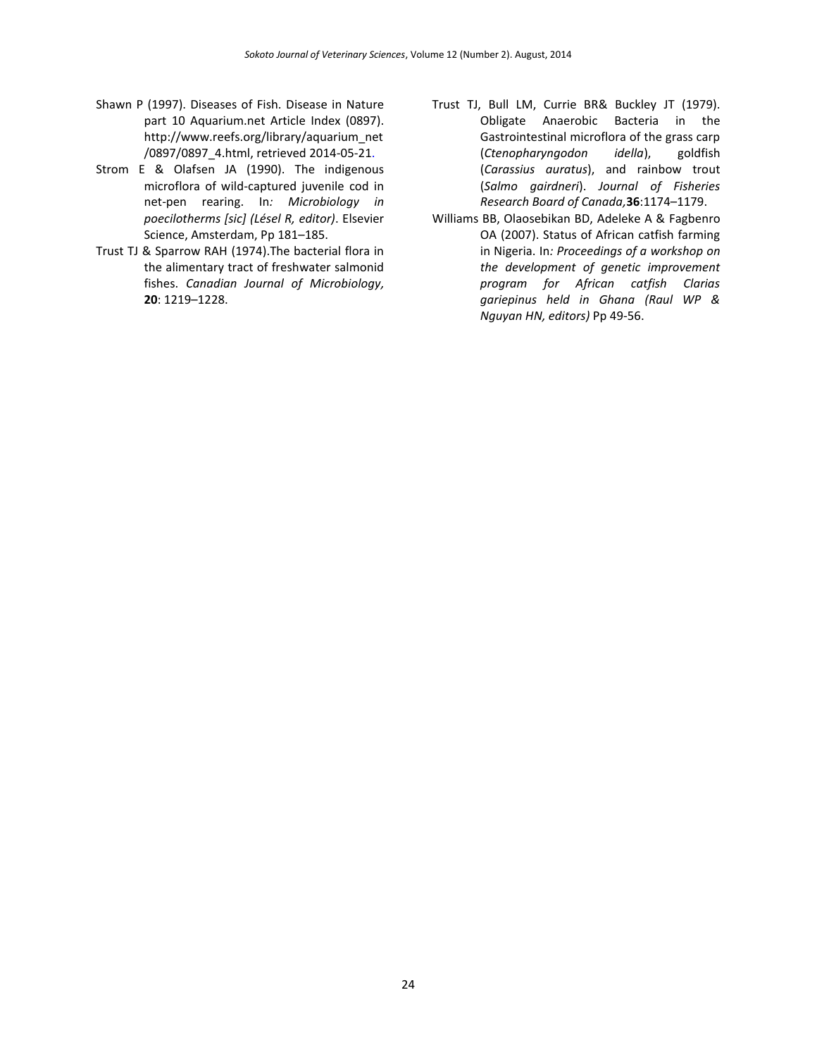Shawn P (1997). Diseases of Fish. Disease in Nature part 10 Aquarium.net Article Index (0897). http://www.reefs.org/library/aquarium_net/0897/0897_4.html, retrieved 2014-05-21.

Strom E & Olafsen JA (1990). The indigenous microflora of wild-captured juvenile cod in net-pen rearing. In*: Microbiology in poecilotherms [sic] (Lésel R, editor)*. Elsevier Science, Amsterdam, Pp 181–185.

Trust TJ & Sparrow RAH (1974).The bacterial flora in the alimentary tract of freshwater salmonid fishes. *Canadian Journal of Microbiology,* **20**: 1219–1228.

Trust TJ, Bull LM, Currie BR& Buckley JT (1979). Obligate Anaerobic Bacteria in the Gastrointestinal microflora of the grass carp (*Ctenopharyngodon idella*), goldfish (*Carassius auratus*), and rainbow trout (*Salmo gairdneri*). *Journal of Fisheries Research Board of Canada*,**36**:1174–1179.

Williams BB, Olaosebikan BD, Adeleke A & Fagbenro OA (2007). Status of African catfish farming in Nigeria. In*: Proceedings of a workshop on the development of genetic improvement program for African catfish Clarias gariepinus held in Ghana (Raul WP & Nguyan HN, editors)* Pp 49-56.